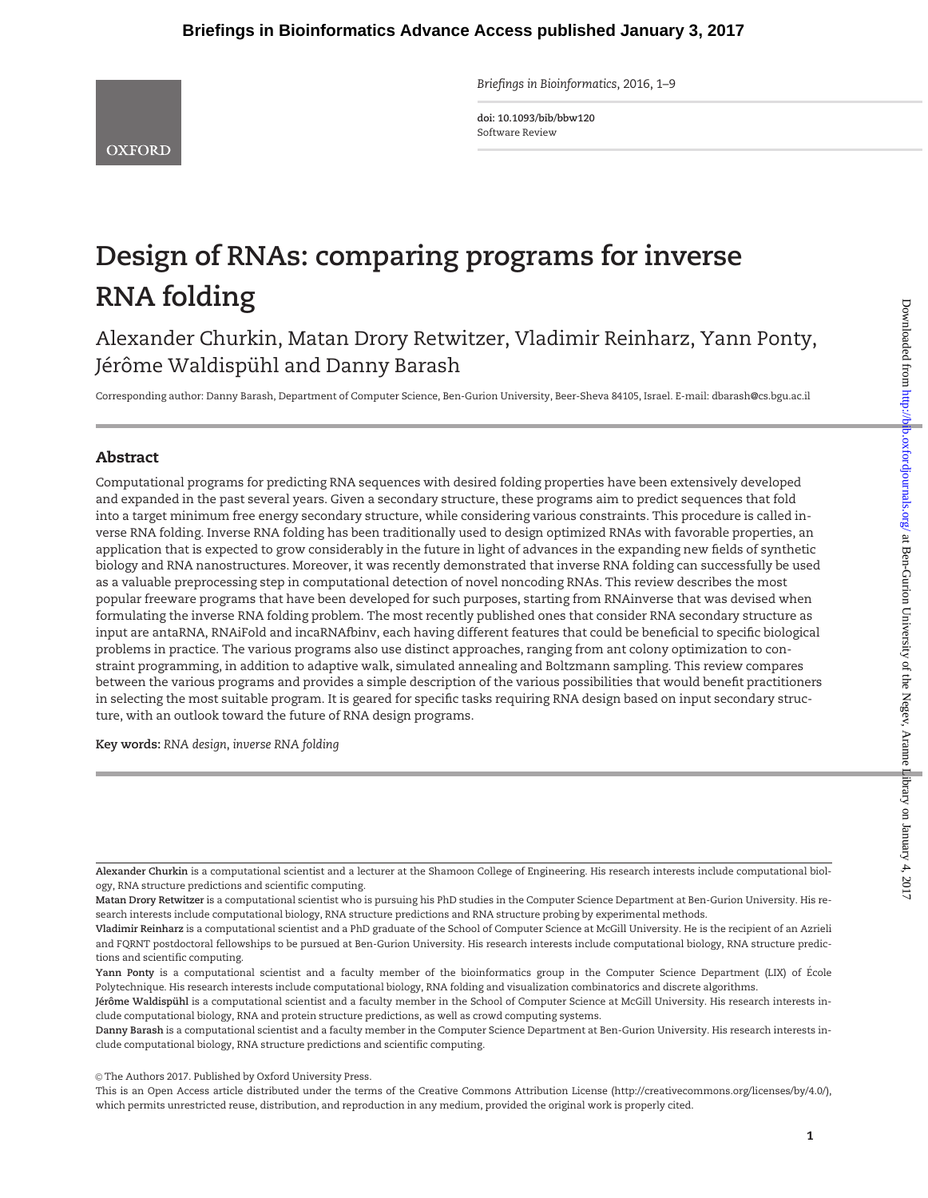# Design of RNAs: comparing programs for inverse RNA folding

Alexander Churkin, Matan Drory Retwitzer, Vladimir Reinharz, Yann Ponty, Jérôme Waldispühl and Danny Barash

Corresponding author: Danny Barash, Department of Computer Science, Ben-Gurion University, Beer-Sheva 84105, Israel. E-mail: dbarash@cs.bgu.ac.il

## Abstract

Computational programs for predicting RNA sequences with desired folding properties have been extensively developed and expanded in the past several years. Given a secondary structure, these programs aim to predict sequences that fold into a target minimum free energy secondary structure, while considering various constraints. This procedure is called inverse RNA folding. Inverse RNA folding has been traditionally used to design optimized RNAs with favorable properties, an application that is expected to grow considerably in the future in light of advances in the expanding new fields of synthetic biology and RNA nanostructures. Moreover, it was recently demonstrated that inverse RNA folding can successfully be used as a valuable preprocessing step in computational detection of novel noncoding RNAs. This review describes the most popular freeware programs that have been developed for such purposes, starting from RNAinverse that was devised when formulating the inverse RNA folding problem. The most recently published ones that consider RNA secondary structure as input are antaRNA, RNAiFold and incaRNAfbinv, each having different features that could be beneficial to specific biological problems in practice. The various programs also use distinct approaches, ranging from ant colony optimization to constraint programming, in addition to adaptive walk, simulated annealing and Boltzmann sampling. This review compares between the various programs and provides a simple description of the various possibilities that would benefit practitioners in selecting the most suitable program. It is geared for specific tasks requiring RNA design based on input secondary structure, with an outlook toward the future of RNA design programs.

**Key words:** *RNA design*, *inverse RNA folding*

---

**Alexander Churkin** is a computational scientist and a lecturer at the Shamoon College of Engineering. His research interests include computational biology, RNA structure predictions and scientific computing.

**Matan Drory Retwitzer** is a computational scientist who is pursuing his PhD studies in the Computer Science Department at Ben-Gurion University. His research interests include computational biology, RNA structure predictions and RNA structure probing by experimental methods.

**Vladimir Reinharz** is a computational scientist and a PhD graduate of the School of Computer Science at McGill University. He is the recipient of an Azrieli and FQRNT postdoctoral fellowships to be pursued at Ben-Gurion University. His research interests include computational biology, RNA structure predictions and scientific computing.

**Yann Ponty** is a computational scientist and a faculty member of the bioinformatics group in the Computer Science Department (LIX) of École Polytechnique. His research interests include computational biology, RNA folding and visualization combinatorics and discrete algorithms.

**Jérôme Waldispühl** is a computational scientist and a faculty member in the School of Computer Science at McGill University. His research interests include computational biology, RNA and protein structure predictions, as well as crowd computing systems.

**Danny Barash** is a computational scientist and a faculty member in the Computer Science Department at Ben-Gurion University. His research interests include computational biology, RNA structure predictions and scientific computing.

© The Authors 2017. Published by Oxford University Press.

This is an Open Access article distributed under the terms of the Creative Commons Attribution License (http://creativecommons.org/licenses/by/4.0/), which permits unrestricted reuse, distribution, and reproduction in any medium, provided the original work is properly cited.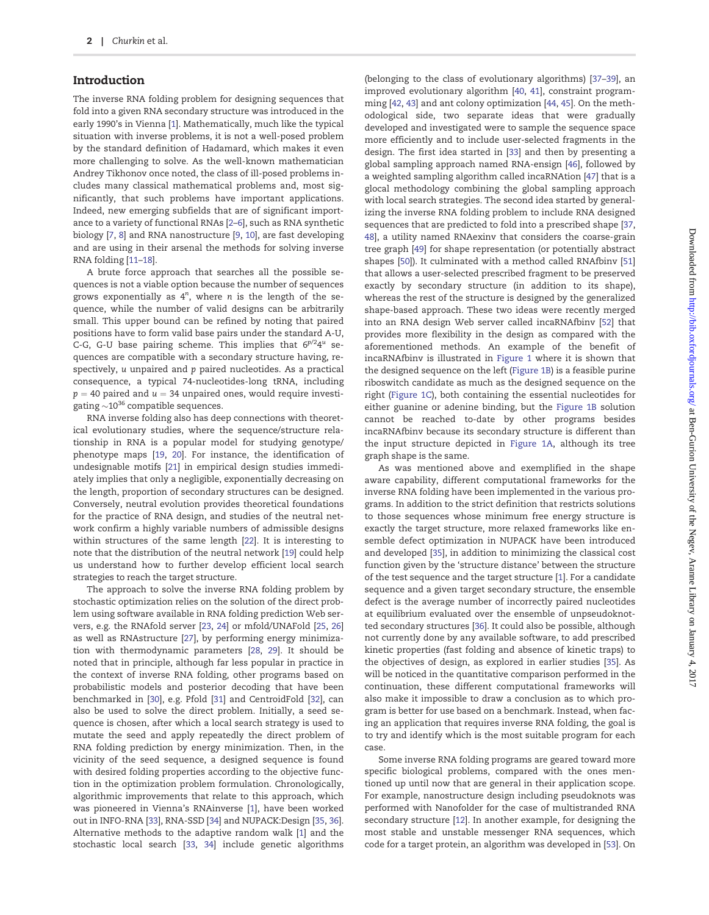## Introduction

The inverse RNA folding problem for designing sequences that fold into a given RNA secondary structure was introduced in the early 1990's in Vienna [1]. Mathematically, much like the typical situation with inverse problems, it is not a well-posed problem by the standard definition of Hadamard, which makes it even more challenging to solve. As the well-known mathematician Andrey Tikhonov once noted, the class of ill-posed problems includes many classical mathematical problems and, most significantly, that such problems have important applications. Indeed, new emerging subfields that are of significant importance to a variety of functional RNAs [2–6], such as RNA synthetic biology [7, 8] and RNA nanostructure [9, 10], are fast developing and are using in their arsenal the methods for solving inverse RNA folding [11–18].

A brute force approach that searches all the possible sequences is not a viable option because the number of sequences grows exponentially as $4^n$, where $n$ is the length of the sequence, while the number of valid designs can be arbitrarily small. This upper bound can be refined by noting that paired positions have to form valid base pairs under the standard A-U, C-G, G-U base pairing scheme. This implies that $6^{p/2}4^u$ sequences are compatible with a secondary structure having, respectively, $u$ unpaired and $p$ paired nucleotides. As a practical consequence, a typical 74-nucleotides-long tRNA, including $p = 40$ paired and $u = 34$ unpaired ones, would require investigating $\sim 10^{36}$ compatible sequences.

RNA inverse folding also has deep connections with theoretical evolutionary studies, where the sequence/structure relationship in RNA is a popular model for studying genotype/phenotype maps [19, 20]. For instance, the identification of undesignable motifs [21] in empirical design studies immediately implies that only a negligible, exponentially decreasing on the length, proportion of secondary structures can be designed. Conversely, neutral evolution provides theoretical foundations for the practice of RNA design, and studies of the neutral network confirm a highly variable numbers of admissible designs within structures of the same length [22]. It is interesting to note that the distribution of the neutral network [19] could help us understand how to further develop efficient local search strategies to reach the target structure.

The approach to solve the inverse RNA folding problem by stochastic optimization relies on the solution of the direct problem using software available in RNA folding prediction Web servers, e.g. the RNAfold server [23, 24] or mfold/UNAFold [25, 26] as well as RNAstructure [27], by performing energy minimization with thermodynamic parameters [28, 29]. It should be noted that in principle, although far less popular in practice in the context of inverse RNA folding, other programs based on probabilistic models and posterior decoding that have been benchmarked in [30], e.g. Pfold [31] and CentroidFold [32], can also be used to solve the direct problem. Initially, a seed sequence is chosen, after which a local search strategy is used to mutate the seed and apply repeatedly the direct problem of RNA folding prediction by energy minimization. Then, in the vicinity of the seed sequence, a designed sequence is found with desired folding properties according to the objective function in the optimization problem formulation. Chronologically, algorithmic improvements that relate to this approach, which was pioneered in Vienna's RNAinverse [1], have been worked out in INFO-RNA [33], RNA-SSD [34] and NUPACK:Design [35, 36]. Alternative methods to the adaptive random walk [1] and the stochastic local search [33, 34] include genetic algorithms (belonging to the class of evolutionary algorithms) [37–39], an improved evolutionary algorithm [40, 41], constraint programming [42, 43] and ant colony optimization [44, 45]. On the methodological side, two separate ideas that were gradually developed and investigated were to sample the sequence space more efficiently and to include user-selected fragments in the design. The first idea started in [33] and then by presenting a global sampling approach named RNA-ensign [46], followed by a weighted sampling algorithm called incaRNAtion [47] that is a glocal methodology combining the global sampling approach with local search strategies. The second idea started by generalizing the inverse RNA folding problem to include RNA designed sequences that are predicted to fold into a prescribed shape [37, 48], a utility named RNAexinv that considers the coarse-grain tree graph [49] for shape representation (or potentially abstract shapes [50]). It culminated with a method called RNAfbinv [51] that allows a user-selected prescribed fragment to be preserved exactly by secondary structure (in addition to its shape), whereas the rest of the structure is designed by the generalized shape-based approach. These two ideas were recently merged into an RNA design Web server called incaRNAfbinv [52] that provides more flexibility in the design as compared with the aforementioned methods. An example of the benefit of incaRNAfbinv is illustrated in Figure 1 where it is shown that the designed sequence on the left (Figure 1B) is a feasible purine riboswitch candidate as much as the designed sequence on the right (Figure 1C), both containing the essential nucleotides for either guanine or adenine binding, but the Figure 1B solution cannot be reached to-date by other programs besides incaRNAfbinv because its secondary structure is different than the input structure depicted in Figure 1A, although its tree graph shape is the same.

As was mentioned above and exemplified in the shape aware capability, different computational frameworks for the inverse RNA folding have been implemented in the various programs. In addition to the strict definition that restricts solutions to those sequences whose minimum free energy structure is exactly the target structure, more relaxed frameworks like ensemble defect optimization in NUPACK have been introduced and developed [35], in addition to minimizing the classical cost function given by the 'structure distance' between the structure of the test sequence and the target structure [1]. For a candidate sequence and a given target secondary structure, the ensemble defect is the average number of incorrectly paired nucleotides at equilibrium evaluated over the ensemble of unpseudoknotted secondary structures [36]. It could also be possible, although not currently done by any available software, to add prescribed kinetic properties (fast folding and absence of kinetic traps) to the objectives of design, as explored in earlier studies [35]. As will be noticed in the quantitative comparison performed in the continuation, these different computational frameworks will also make it impossible to draw a conclusion as to which program is better for use based on a benchmark. Instead, when facing an application that requires inverse RNA folding, the goal is to try and identify which is the most suitable program for each case.

Some inverse RNA folding programs are geared toward more specific biological problems, compared with the ones mentioned up until now that are general in their application scope. For example, nanostructure design including pseudoknots was performed with Nanofolder for the case of multistranded RNA secondary structure [12]. In another example, for designing the most stable and unstable messenger RNA sequences, which code for a target protein, an algorithm was developed in [53]. On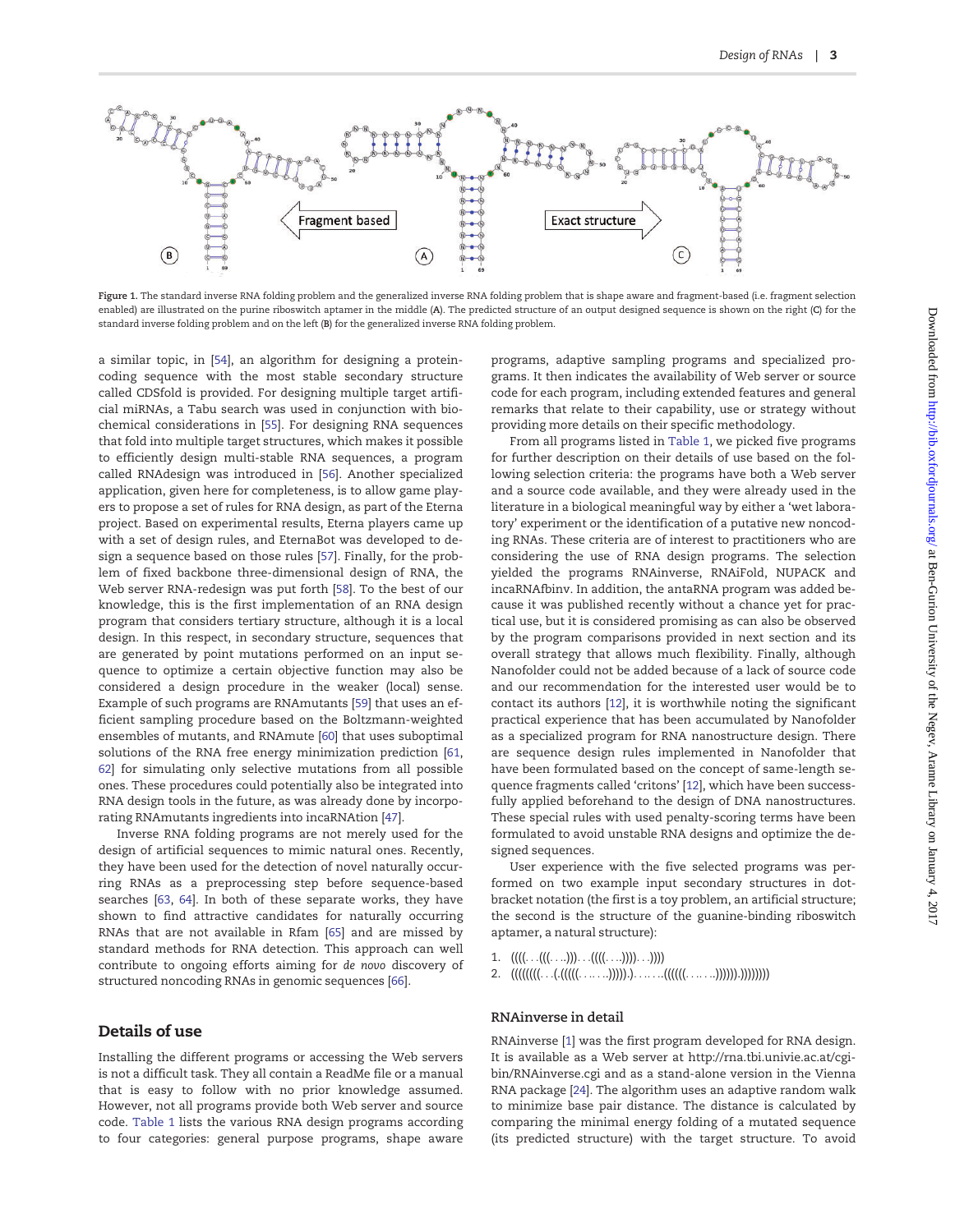Figure 1. The standard inverse RNA folding problem and the generalized inverse RNA folding problem that is shape aware and fragment-based (i.e. fragment selection enabled) are illustrated on the purine riboswitch aptamer in the middle (A). The predicted structure of an output designed sequence is shown on the right (C) for the standard inverse folding problem and on the left (B) for the generalized inverse RNA folding problem.

a similar topic, in [54], an algorithm for designing a protein-coding sequence with the most stable secondary structure called CDSfold is provided. For designing multiple target artificial miRNAs, a Tabu search was used in conjunction with biochemical considerations in [55]. For designing RNA sequences that fold into multiple target structures, which makes it possible to efficiently design multi-stable RNA sequences, a program called RNAdesign was introduced in [56]. Another specialized application, given here for completeness, is to allow game players to propose a set of rules for RNA design, as part of the Eterna project. Based on experimental results, Eterna players came up with a set of design rules, and EternaBot was developed to design a sequence based on those rules [57]. Finally, for the problem of fixed backbone three-dimensional design of RNA, the Web server RNA-redesign was put forth [58]. To the best of our knowledge, this is the first implementation of an RNA design program that considers tertiary structure, although it is a local design. In this respect, in secondary structure, sequences that are generated by point mutations performed on an input sequence to optimize a certain objective function may also be considered a design procedure in the weaker (local) sense. Example of such programs are RNAmutants [59] that uses an efficient sampling procedure based on the Boltzmann-weighted ensembles of mutants, and RNAmute [60] that uses suboptimal solutions of the RNA free energy minimization prediction [61, 62] for simulating only selective mutations from all possible ones. These procedures could potentially also be integrated into RNA design tools in the future, as was already done by incorporating RNAmutants ingredients into incaRNAtion [47].

Inverse RNA folding programs are not merely used for the design of artificial sequences to mimic natural ones. Recently, they have been used for the detection of novel naturally occurring RNAs as a preprocessing step before sequence-based searches [63, 64]. In both of these separate works, they have shown to find attractive candidates for naturally occurring RNAs that are not available in Rfam [65] and are missed by standard methods for RNA detection. This approach can well contribute to ongoing efforts aiming for *de novo* discovery of structured noncoding RNAs in genomic sequences [66].

## Details of use

Installing the different programs or accessing the Web servers is not a difficult task. They all contain a ReadMe file or a manual that is easy to follow with no prior knowledge assumed. However, not all programs provide both Web server and source code. Table 1 lists the various RNA design programs according to four categories: general purpose programs, shape aware programs, adaptive sampling programs and specialized programs. It then indicates the availability of Web server or source code for each program, including extended features and general remarks that relate to their capability, use or strategy without providing more details on their specific methodology.

From all programs listed in Table 1, we picked five programs for further description on their details of use based on the following selection criteria: the programs have both a Web server and a source code available, and they were already used in the literature in a biological meaningful way by either a 'wet laboratory' experiment or the identification of a putative new noncoding RNAs. These criteria are of interest to practitioners who are considering the use of RNA design programs. The selection yielded the programs RNAinverse, RNAiFold, NUPACK and incaRNAfbinv. In addition, the antaRNA program was added because it was published recently without a chance yet for practical use, but it is considered promising as can also be observed by the program comparisons provided in next section and its overall strategy that allows much flexibility. Finally, although Nanofolder could not be added because of a lack of source code and our recommendation for the interested user would be to contact its authors [12], it is worthwhile noting the significant practical experience that has been accumulated by Nanofolder as a specialized program for RNA nanostructure design. There are sequence design rules implemented in Nanofolder that have been formulated based on the concept of same-length sequence fragments called 'critons' [12], which have been successfully applied beforehand to the design of DNA nanostructures. These special rules with used penalty-scoring terms have been formulated to avoid unstable RNA designs and optimize the designed sequences.

User experience with the five selected programs was performed on two example input secondary structures in dot-bracket notation (the first is a toy problem, an artificial structure; the second is the structure of the guanine-binding riboswitch aptamer, a natural structure):

1. ((((...(((....)))...((((....))))...))))
2. ((((((((...(.(((((.......)))))..)........((((((.......)))))).))))))))

### RNAinverse in detail

RNAinverse [1] was the first program developed for RNA design. It is available as a Web server at http://rna.tbi.univie.ac.at/cgi-bin/RNAinverse.cgi and as a stand-alone version in the Vienna RNA package [24]. The algorithm uses an adaptive random walk to minimize base pair distance. The distance is calculated by comparing the minimal energy folding of a mutated sequence (its predicted structure) with the target structure. To avoid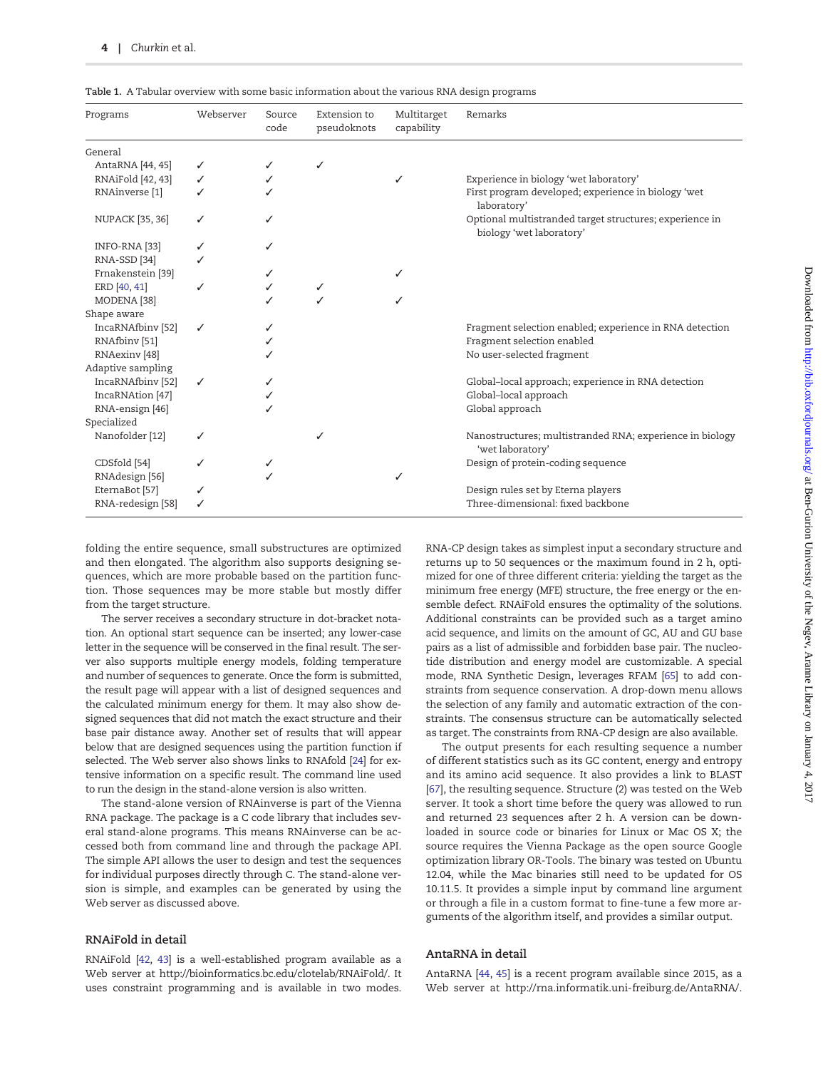Table 1. A Tabular overview with some basic information about the various RNA design programs

| Programs | Webserver | Source code | Extension to pseudoknots | Multitarget capability | Remarks |
|---|---|---|---|---|---|
| General | | | | | |
| AntaRNA [44, 45] | ✓ | ✓ | ✓ | | |
| RNAiFold [42, 43] | ✓ | ✓ | | ✓ | Experience in biology 'wet laboratory' |
| RNAinverse [1] | ✓ | ✓ | | | First program developed; experience in biology 'wet laboratory' |
| NUPACK [35, 36] | ✓ | ✓ | | | Optional multistranded target structures; experience in biology 'wet laboratory' |
| INFO-RNA [33] | ✓ | ✓ | | | |
| RNA-SSD [34] | ✓ | | | | |
| Frnakenstein [39] | | ✓ | | ✓ | |
| ERD [40, 41] | ✓ | ✓ | ✓ | | |
| MODENA [38] | | ✓ | ✓ | ✓ | |
| Shape aware | | | | | |
| IncaRNAfbinv [52] | ✓ | ✓ | | | Fragment selection enabled; experience in RNA detection |
| RNAfbinv [51] | | ✓ | | | Fragment selection enabled |
| RNAexinv [48] | | ✓ | | | No user-selected fragment |
| Adaptive sampling | | | | | |
| IncaRNAfbinv [52] | ✓ | ✓ | | | Global–local approach; experience in RNA detection |
| IncaRNAtion [47] | | ✓ | | | Global–local approach |
| RNA-ensign [46] | | ✓ | | | Global approach |
| Specialized | | | | | |
| Nanofolder [12] | ✓ | | ✓ | | Nanostructures; multistranded RNA; experience in biology 'wet laboratory' |
| CDSfold [54] | ✓ | ✓ | | | Design of protein-coding sequence |
| RNAdesign [56] | | ✓ | | ✓ | |
| EternaBot [57] | ✓ | | | | Design rules set by Eterna players |
| RNA-redesign [58] | ✓ | | | | Three-dimensional: fixed backbone |

folding the entire sequence, small substructures are optimized and then elongated. The algorithm also supports designing sequences, which are more probable based on the partition function. Those sequences may be more stable but mostly differ from the target structure.

The server receives a secondary structure in dot-bracket notation. An optional start sequence can be inserted; any lower-case letter in the sequence will be conserved in the final result. The server also supports multiple energy models, folding temperature and number of sequences to generate. Once the form is submitted, the result page will appear with a list of designed sequences and the calculated minimum energy for them. It may also show designed sequences that did not match the exact structure and their base pair distance away. Another set of results that will appear below that are designed sequences using the partition function if selected. The Web server also shows links to RNAfold [24] for extensive information on a specific result. The command line used to run the design in the stand-alone version is also written.

The stand-alone version of RNAinverse is part of the Vienna RNA package. The package is a C code library that includes several stand-alone programs. This means RNAinverse can be accessed both from command line and through the package API. The simple API allows the user to design and test the sequences for individual purposes directly through C. The stand-alone version is simple, and examples can be generated by using the Web server as discussed above.

## RNAiFold in detail

RNAiFold [42, 43] is a well-established program available as a Web server at http://bioinformatics.bc.edu/clotelab/RNAiFold/. It uses constraint programming and is available in two modes. RNA-CP design takes as simplest input a secondary structure and returns up to 50 sequences or the maximum found in 2 h, optimized for one of three different criteria: yielding the target as the minimum free energy (MFE) structure, the free energy or the ensemble defect. RNAiFold ensures the optimality of the solutions. Additional constraints can be provided such as a target amino acid sequence, and limits on the amount of GC, AU and GU base pairs as a list of admissible and forbidden base pair. The nucleotide distribution and energy model are customizable. A special mode, RNA Synthetic Design, leverages RFAM [65] to add constraints from sequence conservation. A drop-down menu allows the selection of any family and automatic extraction of the constraints. The consensus structure can be automatically selected as target. The constraints from RNA-CP design are also available.

The output presents for each resulting sequence a number of different statistics such as its GC content, energy and entropy and its amino acid sequence. It also provides a link to BLAST [67], the resulting sequence. Structure (2) was tested on the Web server. It took a short time before the query was allowed to run and returned 23 sequences after 2 h. A version can be downloaded in source code or binaries for Linux or Mac OS X; the source requires the Vienna Package as the open source Google optimization library OR-Tools. The binary was tested on Ubuntu 12.04, while the Mac binaries still need to be updated for OS 10.11.5. It provides a simple input by command line argument or through a file in a custom format to fine-tune a few more arguments of the algorithm itself, and provides a similar output.

## AntaRNA in detail

AntaRNA [44, 45] is a recent program available since 2015, as a Web server at http://rna.informatik.uni-freiburg.de/AntaRNA/.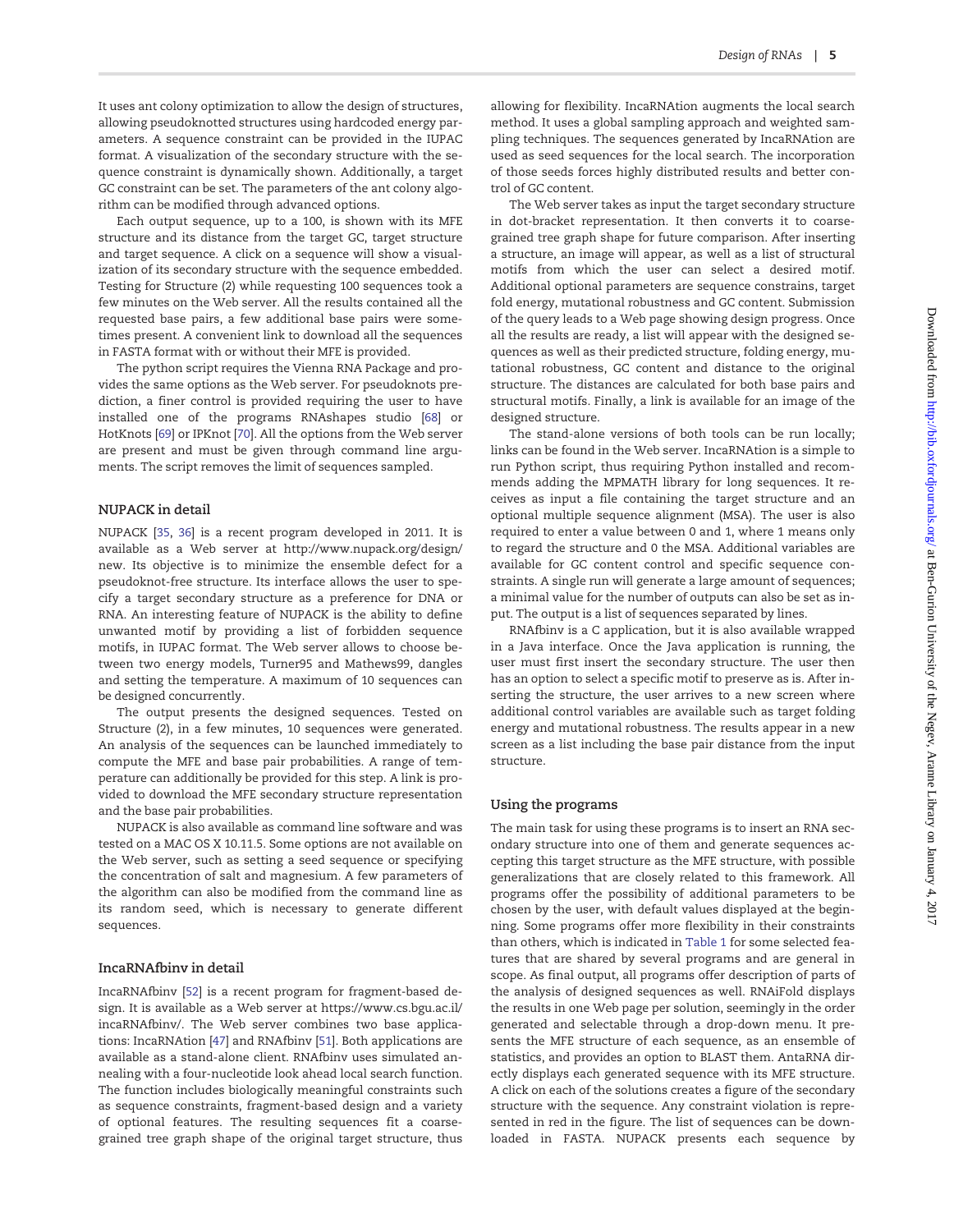It uses ant colony optimization to allow the design of structures, allowing pseudoknotted structures using hardcoded energy parameters. A sequence constraint can be provided in the IUPAC format. A visualization of the secondary structure with the sequence constraint is dynamically shown. Additionally, a target GC constraint can be set. The parameters of the ant colony algorithm can be modified through advanced options.

Each output sequence, up to a 100, is shown with its MFE structure and its distance from the target GC, target structure and target sequence. A click on a sequence will show a visualization of its secondary structure with the sequence embedded. Testing for Structure (2) while requesting 100 sequences took a few minutes on the Web server. All the results contained all the requested base pairs, a few additional base pairs were sometimes present. A convenient link to download all the sequences in FASTA format with or without their MFE is provided.

The python script requires the Vienna RNA Package and provides the same options as the Web server. For pseudoknots prediction, a finer control is provided requiring the user to have installed one of the programs RNAshapes studio [68] or HotKnots [69] or IPKnot [70]. All the options from the Web server are present and must be given through command line arguments. The script removes the limit of sequences sampled.

### NUPACK in detail

NUPACK [35, 36] is a recent program developed in 2011. It is available as a Web server at http://www.nupack.org/design/new. Its objective is to minimize the ensemble defect for a pseudoknot-free structure. Its interface allows the user to specify a target secondary structure as a preference for DNA or RNA. An interesting feature of NUPACK is the ability to define unwanted motif by providing a list of forbidden sequence motifs, in IUPAC format. The Web server allows to choose between two energy models, Turner95 and Mathews99, dangles and setting the temperature. A maximum of 10 sequences can be designed concurrently.

The output presents the designed sequences. Tested on Structure (2), in a few minutes, 10 sequences were generated. An analysis of the sequences can be launched immediately to compute the MFE and base pair probabilities. A range of temperature can additionally be provided for this step. A link is provided to download the MFE secondary structure representation and the base pair probabilities.

NUPACK is also available as command line software and was tested on a MAC OS X 10.11.5. Some options are not available on the Web server, such as setting a seed sequence or specifying the concentration of salt and magnesium. A few parameters of the algorithm can also be modified from the command line as its random seed, which is necessary to generate different sequences.

### IncaRNAfbinv in detail

IncaRNAfbinv [52] is a recent program for fragment-based design. It is available as a Web server at https://www.cs.bgu.ac.il/incaRNAfbinv/. The Web server combines two base applications: IncaRNAtion [47] and RNAfbinv [51]. Both applications are available as a stand-alone client. RNAfbinv uses simulated annealing with a four-nucleotide look ahead local search function. The function includes biologically meaningful constraints such as sequence constraints, fragment-based design and a variety of optional features. The resulting sequences fit a coarse-grained tree graph shape of the original target structure, thus allowing for flexibility. IncaRNAtion augments the local search method. It uses a global sampling approach and weighted sampling techniques. The sequences generated by IncaRNAtion are used as seed sequences for the local search. The incorporation of those seeds forces highly distributed results and better control of GC content.

The Web server takes as input the target secondary structure in dot-bracket representation. It then converts it to coarse-grained tree graph shape for future comparison. After inserting a structure, an image will appear, as well as a list of structural motifs from which the user can select a desired motif. Additional optional parameters are sequence constrains, target fold energy, mutational robustness and GC content. Submission of the query leads to a Web page showing design progress. Once all the results are ready, a list will appear with the designed sequences as well as their predicted structure, folding energy, mutational robustness, GC content and distance to the original structure. The distances are calculated for both base pairs and structural motifs. Finally, a link is available for an image of the designed structure.

The stand-alone versions of both tools can be run locally; links can be found in the Web server. IncaRNAtion is a simple to run Python script, thus requiring Python installed and recommends adding the MPMATH library for long sequences. It receives as input a file containing the target structure and an optional multiple sequence alignment (MSA). The user is also required to enter a value between 0 and 1, where 1 means only to regard the structure and 0 the MSA. Additional variables are available for GC content control and specific sequence constraints. A single run will generate a large amount of sequences; a minimal value for the number of outputs can also be set as input. The output is a list of sequences separated by lines.

RNAfbinv is a C application, but it is also available wrapped in a Java interface. Once the Java application is running, the user must first insert the secondary structure. The user then has an option to select a specific motif to preserve as is. After inserting the structure, the user arrives to a new screen where additional control variables are available such as target folding energy and mutational robustness. The results appear in a new screen as a list including the base pair distance from the input structure.

## Using the programs

The main task for using these programs is to insert an RNA secondary structure into one of them and generate sequences accepting this target structure as the MFE structure, with possible generalizations that are closely related to this framework. All programs offer the possibility of additional parameters to be chosen by the user, with default values displayed at the beginning. Some programs offer more flexibility in their constraints than others, which is indicated in Table 1 for some selected features that are shared by several programs and are general in scope. As final output, all programs offer description of parts of the analysis of designed sequences as well. RNAiFold displays the results in one Web page per solution, seemingly in the order generated and selectable through a drop-down menu. It presents the MFE structure of each sequence, as an ensemble of statistics, and provides an option to BLAST them. AntaRNA directly displays each generated sequence with its MFE structure. A click on each of the solutions creates a figure of the secondary structure with the sequence. Any constraint violation is represented in red in the figure. The list of sequences can be downloaded in FASTA. NUPACK presents each sequence by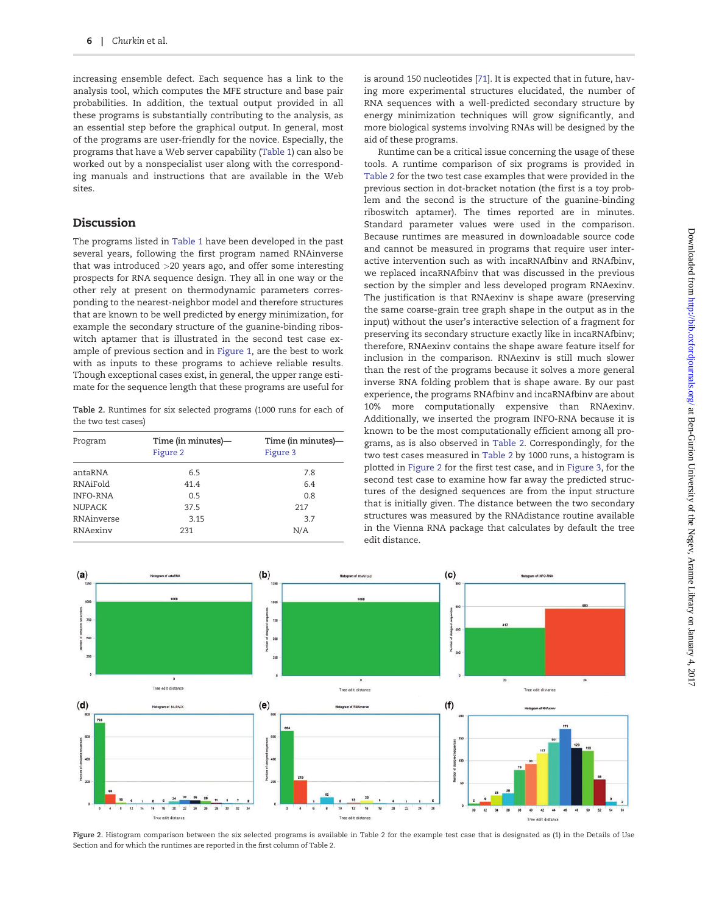increasing ensemble defect. Each sequence has a link to the analysis tool, which computes the MFE structure and base pair probabilities. In addition, the textual output provided in all these programs is substantially contributing to the analysis, as an essential step before the graphical output. In general, most of the programs are user-friendly for the novice. Especially, the programs that have a Web server capability (Table 1) can also be worked out by a nonspecialist user along with the corresponding manuals and instructions that are available in the Web sites.

## Discussion

The programs listed in Table 1 have been developed in the past several years, following the first program named RNAinverse that was introduced >20 years ago, and offer some interesting prospects for RNA sequence design. They all in one way or the other rely at present on thermodynamic parameters corresponding to the nearest-neighbor model and therefore structures that are known to be well predicted by energy minimization, for example the secondary structure of the guanine-binding riboswitch aptamer that is illustrated in the second test case example of previous section and in Figure 1, are the best to work with as inputs to these programs to achieve reliable results. Though exceptional cases exist, in general, the upper range estimate for the sequence length that these programs are useful for is around 150 nucleotides [71]. It is expected that in future, having more experimental structures elucidated, the number of RNA sequences with a well-predicted secondary structure by energy minimization techniques will grow significantly, and more biological systems involving RNAs will be designed by the aid of these programs.

Table 2. Runtimes for six selected programs (1000 runs for each of the two test cases)

| Program | Time (in minutes)—Figure 2 | Time (in minutes)—Figure 3 |
|---|---|---|
| antaRNA | 6.5 | 7.8 |
| RNAiFold | 41.4 | 6.4 |
| INFO-RNA | 0.5 | 0.8 |
| NUPACK | 37.5 | 217 |
| RNAinverse | 3.15 | 3.7 |
| RNAexinv | 231 | N/A |

Runtime can be a critical issue concerning the usage of these tools. A runtime comparison of six programs is provided in Table 2 for the two test case examples that were provided in the previous section in dot-bracket notation (the first is a toy problem and the second is the structure of the guanine-binding riboswitch aptamer). The times reported are in minutes. Standard parameter values were used in the comparison. Because runtimes are measured in downloadable source code and cannot be measured in programs that require user interactive intervention such as with incaRNAfbinv and RNAfbinv, we replaced incaRNAfbinv that was discussed in the previous section by the simpler and less developed program RNAexinv. The justification is that RNAexinv is shape aware (preserving the same coarse-grain tree graph shape in the output as in the input) without the user's interactive selection of a fragment for preserving its secondary structure exactly like in incaRNAfbinv; therefore, RNAexinv contains the shape aware feature itself for inclusion in the comparison. RNAexinv is still much slower than the rest of the programs because it solves a more general inverse RNA folding problem that is shape aware. By our past experience, the programs RNAfbinv and incaRNAfbinv are about 10% more computationally expensive than RNAexinv. Additionally, we inserted the program INFO-RNA because it is known to be the most computationally efficient among all programs, as is also observed in Table 2. Correspondingly, for the two test cases measured in Table 2 by 1000 runs, a histogram is plotted in Figure 2 for the first test case, and in Figure 3, for the second test case to examine how far away the predicted structures of the designed sequences are from the input structure that is initially given. The distance between the two secondary structures was measured by the RNAdistance routine available in the Vienna RNA package that calculates by default the tree edit distance.

Figure 2. Histogram comparison between the six selected programs is available in Table 2 for the example test case that is designated as (1) in the Details of Use Section and for which the runtimes are reported in the first column of Table 2.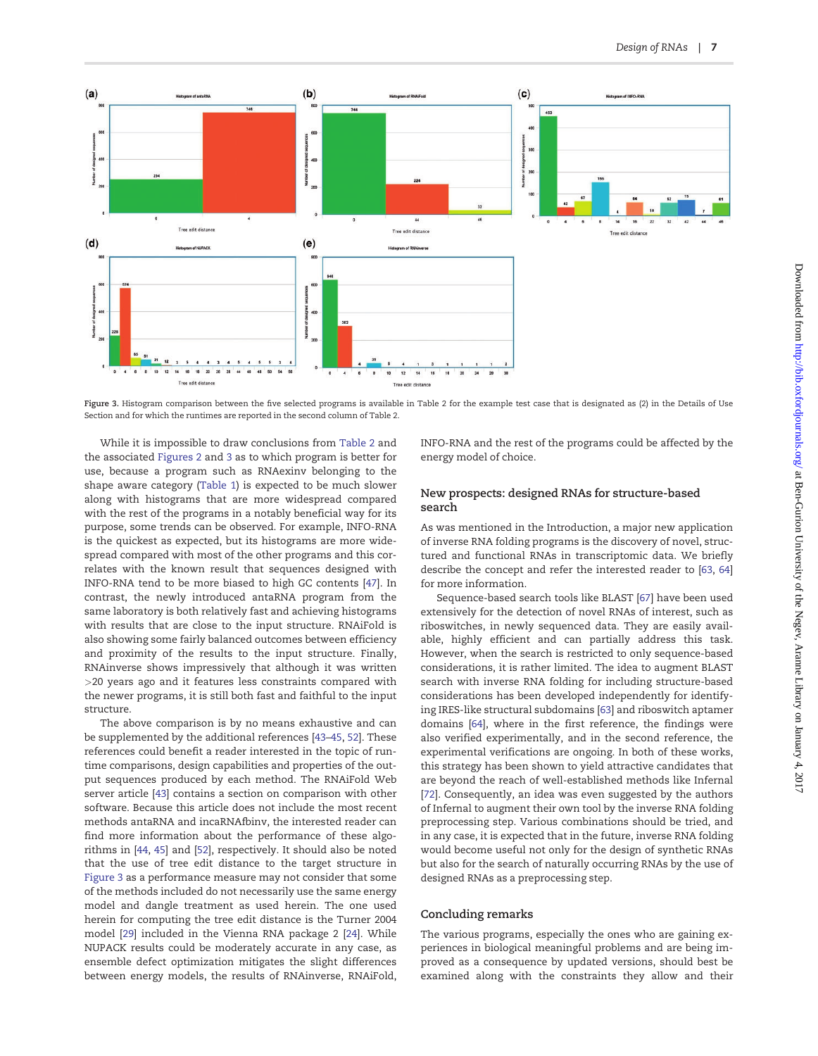Figure 3. Histogram comparison between the five selected programs is available in Table 2 for the example test case that is designated as (2) in the Details of Use Section and for which the runtimes are reported in the second column of Table 2.

While it is impossible to draw conclusions from Table 2 and the associated Figures 2 and 3 as to which program is better for use, because a program such as RNAexinv belonging to the shape aware category (Table 1) is expected to be much slower along with histograms that are more widespread compared with the rest of the programs in a notably beneficial way for its purpose, some trends can be observed. For example, INFO-RNA is the quickest as expected, but its histograms are more widespread compared with most of the other programs and this correlates with the known result that sequences designed with INFO-RNA tend to be more biased to high GC contents [47]. In contrast, the newly introduced antaRNA program from the same laboratory is both relatively fast and achieving histograms with results that are close to the input structure. RNAiFold is also showing some fairly balanced outcomes between efficiency and proximity of the results to the input structure. Finally, RNAinverse shows impressively that although it was written >20 years ago and it features less constraints compared with the newer programs, it is still both fast and faithful to the input structure.

The above comparison is by no means exhaustive and can be supplemented by the additional references [43–45, 52]. These references could benefit a reader interested in the topic of runtime comparisons, design capabilities and properties of the output sequences produced by each method. The RNAiFold Web server article [43] contains a section on comparison with other software. Because this article does not include the most recent methods antaRNA and incaRNAfbinv, the interested reader can find more information about the performance of these algorithms in [44, 45] and [52], respectively. It should also be noted that the use of tree edit distance to the target structure in Figure 3 as a performance measure may not consider that some of the methods included do not necessarily use the same energy model and dangle treatment as used herein. The one used herein for computing the tree edit distance is the Turner 2004 model [29] included in the Vienna RNA package 2 [24]. While NUPACK results could be moderately accurate in any case, as ensemble defect optimization mitigates the slight differences between energy models, the results of RNAinverse, RNAiFold, INFO-RNA and the rest of the programs could be affected by the energy model of choice.

## New prospects: designed RNAs for structure-based search

As was mentioned in the Introduction, a major new application of inverse RNA folding programs is the discovery of novel, structured and functional RNAs in transcriptomic data. We briefly describe the concept and refer the interested reader to [63, 64] for more information.

Sequence-based search tools like BLAST [67] have been used extensively for the detection of novel RNAs of interest, such as riboswitches, in newly sequenced data. They are easily available, highly efficient and can partially address this task. However, when the search is restricted to only sequence-based considerations, it is rather limited. The idea to augment BLAST search with inverse RNA folding for including structure-based considerations has been developed independently for identifying IRES-like structural subdomains [63] and riboswitch aptamer domains [64], where in the first reference, the findings were also verified experimentally, and in the second reference, the experimental verifications are ongoing. In both of these works, this strategy has been shown to yield attractive candidates that are beyond the reach of well-established methods like Infernal [72]. Consequently, an idea was even suggested by the authors of Infernal to augment their own tool by the inverse RNA folding preprocessing step. Various combinations should be tried, and in any case, it is expected that in the future, inverse RNA folding would become useful not only for the design of synthetic RNAs but also for the search of naturally occurring RNAs by the use of designed RNAs as a preprocessing step.

## Concluding remarks

The various programs, especially the ones who are gaining experiences in biological meaningful problems and are being improved as a consequence by updated versions, should best be examined along with the constraints they allow and their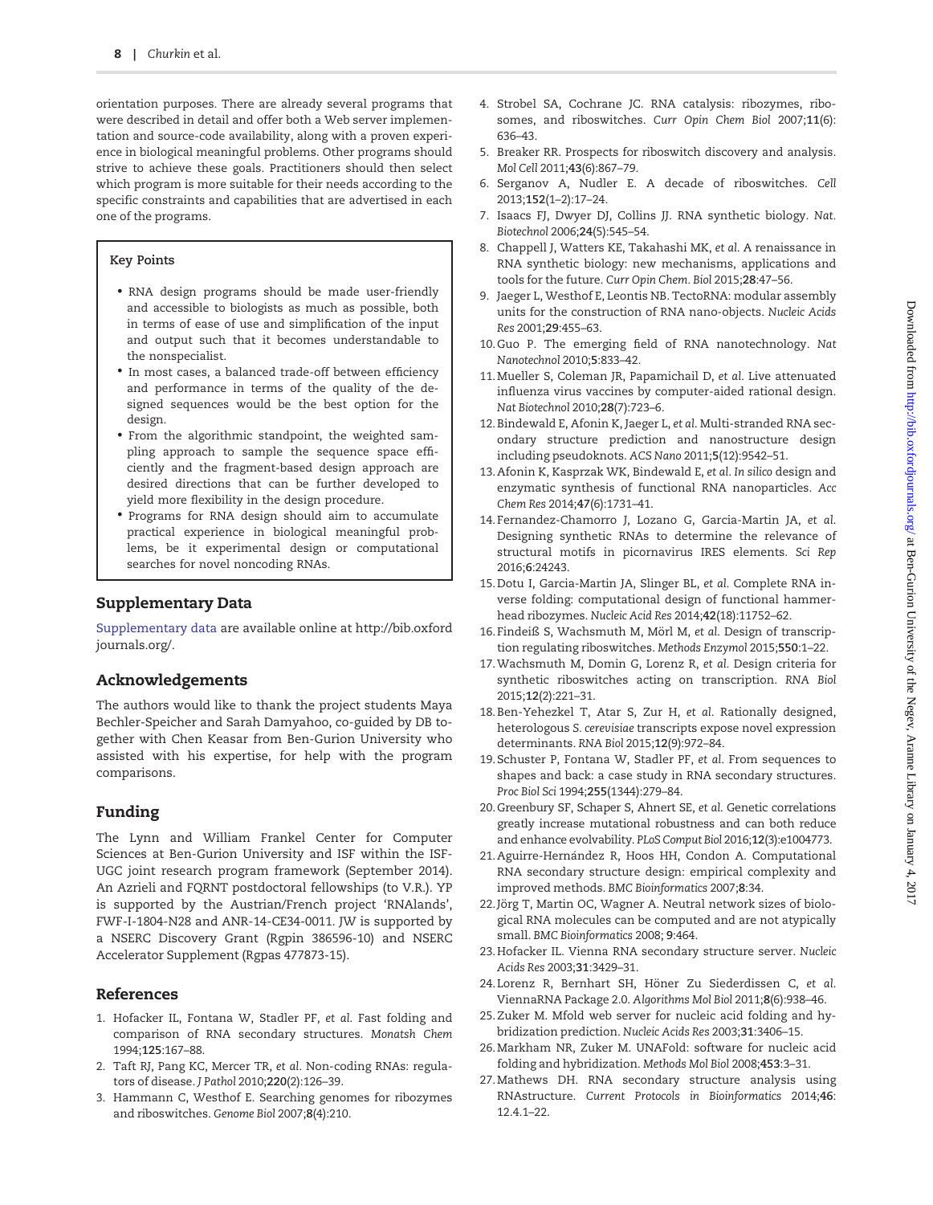orientation purposes. There are already several programs that were described in detail and offer both a Web server implementation and source-code availability, along with a proven experience in biological meaningful problems. Other programs should strive to achieve these goals. Practitioners should then select which program is more suitable for their needs according to the specific constraints and capabilities that are advertised in each one of the programs.

**Key Points**

- RNA design programs should be made user-friendly and accessible to biologists as much as possible, both in terms of ease of use and simplification of the input and output such that it becomes understandable to the nonspecialist.
- In most cases, a balanced trade-off between efficiency and performance in terms of the quality of the designed sequences would be the best option for the design.
- From the algorithmic standpoint, the weighted sampling approach to sample the sequence space efficiently and the fragment-based design approach are desired directions that can be further developed to yield more flexibility in the design procedure.
- Programs for RNA design should aim to accumulate practical experience in biological meaningful problems, be it experimental design or computational searches for novel noncoding RNAs.

## Supplementary Data

Supplementary data are available online at http://bib.oxfordjournals.org/.

## Acknowledgements

The authors would like to thank the project students Maya Bechler-Speicher and Sarah Damyahoo, co-guided by DB together with Chen Keasar from Ben-Gurion University who assisted with his expertise, for help with the program comparisons.

## Funding

The Lynn and William Frankel Center for Computer Sciences at Ben-Gurion University and ISF within the ISF-UGC joint research program framework (September 2014). An Azrieli and FQRNT postdoctoral fellowships (to V.R.). YP is supported by the Austrian/French project 'RNAlands', FWF-I-1804-N28 and ANR-14-CE34-0011. JW is supported by a NSERC Discovery Grant (Rgpin 386596-10) and NSERC Accelerator Supplement (Rgpas 477873-15).

## References

1. Hofacker IL, Fontana W, Stadler PF, *et al.* Fast folding and comparison of RNA secondary structures. *Monatsh Chem* 1994;**125**:167–88.
2. Taft RJ, Pang KC, Mercer TR, *et al.* Non-coding RNAs: regulators of disease. *J Pathol* 2010;**220**(2):126–39.
3. Hammann C, Westhof E. Searching genomes for ribozymes and riboswitches. *Genome Biol* 2007;**8**(4):210.
4. Strobel SA, Cochrane JC. RNA catalysis: ribozymes, ribosomes, and riboswitches. *Curr Opin Chem Biol* 2007;**11**(6): 636–43.
5. Breaker RR. Prospects for riboswitch discovery and analysis. *Mol Cell* 2011;**43**(6):867–79.
6. Serganov A, Nudler E. A decade of riboswitches. *Cell* 2013;**152**(1–2):17–24.
7. Isaacs FJ, Dwyer DJ, Collins JJ. RNA synthetic biology. *Nat. Biotechnol* 2006;**24**(5):545–54.
8. Chappell J, Watters KE, Takahashi MK, *et al.* A renaissance in RNA synthetic biology: new mechanisms, applications and tools for the future. *Curr Opin Chem. Biol* 2015;**28**:47–56.
9. Jaeger L, Westhof E, Leontis NB. TectoRNA: modular assembly units for the construction of RNA nano-objects. *Nucleic Acids Res* 2001;**29**:455–63.
10. Guo P. The emerging field of RNA nanotechnology. *Nat Nanotechnol* 2010;**5**:833–42.
11. Mueller S, Coleman JR, Papamichail D, *et al.* Live attenuated influenza virus vaccines by computer-aided rational design. *Nat Biotechnol* 2010;**28**(7):723–6.
12. Bindewald E, Afonin K, Jaeger L, *et al.* Multi-stranded RNA secondary structure prediction and nanostructure design including pseudoknots. *ACS Nano* 2011;**5**(12):9542–51.
13. Afonin K, Kasprzak WK, Bindewald E, *et al.* *In silico* design and enzymatic synthesis of functional RNA nanoparticles. *Acc Chem Res* 2014;**47**(6):1731–41.
14. Fernandez-Chamorro J, Lozano G, Garcia-Martin JA, *et al.* Designing synthetic RNAs to determine the relevance of structural motifs in picornavirus IRES elements. *Sci Rep* 2016;**6**:24243.
15. Dotu I, Garcia-Martin JA, Slinger BL, *et al.* Complete RNA inverse folding: computational design of functional hammerhead ribozymes. *Nucleic Acid Res* 2014;**42**(18):11752–62.
16. Findeiß S, Wachsmuth M, Mörl M, *et al.* Design of transcription regulating riboswitches. *Methods Enzymol* 2015;**550**:1–22.
17. Wachsmuth M, Domin G, Lorenz R, *et al.* Design criteria for synthetic riboswitches acting on transcription. *RNA Biol* 2015;**12**(2):221–31.
18. Ben-Yehezkel T, Atar S, Zur H, *et al.* Rationally designed, heterologous *S. cerevisiae* transcripts expose novel expression determinants. *RNA Biol* 2015;**12**(9):972–84.
19. Schuster P, Fontana W, Stadler PF, *et al.* From sequences to shapes and back: a case study in RNA secondary structures. *Proc Biol Sci* 1994;**255**(1344):279–84.
20. Greenbury SF, Schaper S, Ahnert SE, *et al.* Genetic correlations greatly increase mutational robustness and can both reduce and enhance evolvability. *PLoS Comput Biol* 2016;**12**(3):e1004773.
21. Aguirre-Hernández R, Hoos HH, Condon A. Computational RNA secondary structure design: empirical complexity and improved methods. *BMC Bioinformatics* 2007;**8**:34.
22. Jörg T, Martin OC, Wagner A. Neutral network sizes of biological RNA molecules can be computed and are not atypically small. *BMC Bioinformatics* 2008; **9**:464.
23. Hofacker IL. Vienna RNA secondary structure server. *Nucleic Acids Res* 2003;**31**:3429–31.
24. Lorenz R, Bernhart SH, Höner Zu Siederdissen C, *et al.* ViennaRNA Package 2.0. *Algorithms Mol Biol* 2011;**8**(6):938–46.
25. Zuker M. Mfold web server for nucleic acid folding and hybridization prediction. *Nucleic Acids Res* 2003;**31**:3406–15.
26. Markham NR, Zuker M. UNAFold: software for nucleic acid folding and hybridization. *Methods Mol Biol* 2008;**453**:3–31.
27. Mathews DH. RNA secondary structure analysis using RNAstructure. *Current Protocols in Bioinformatics* 2014;**46**: 12.4.1–22.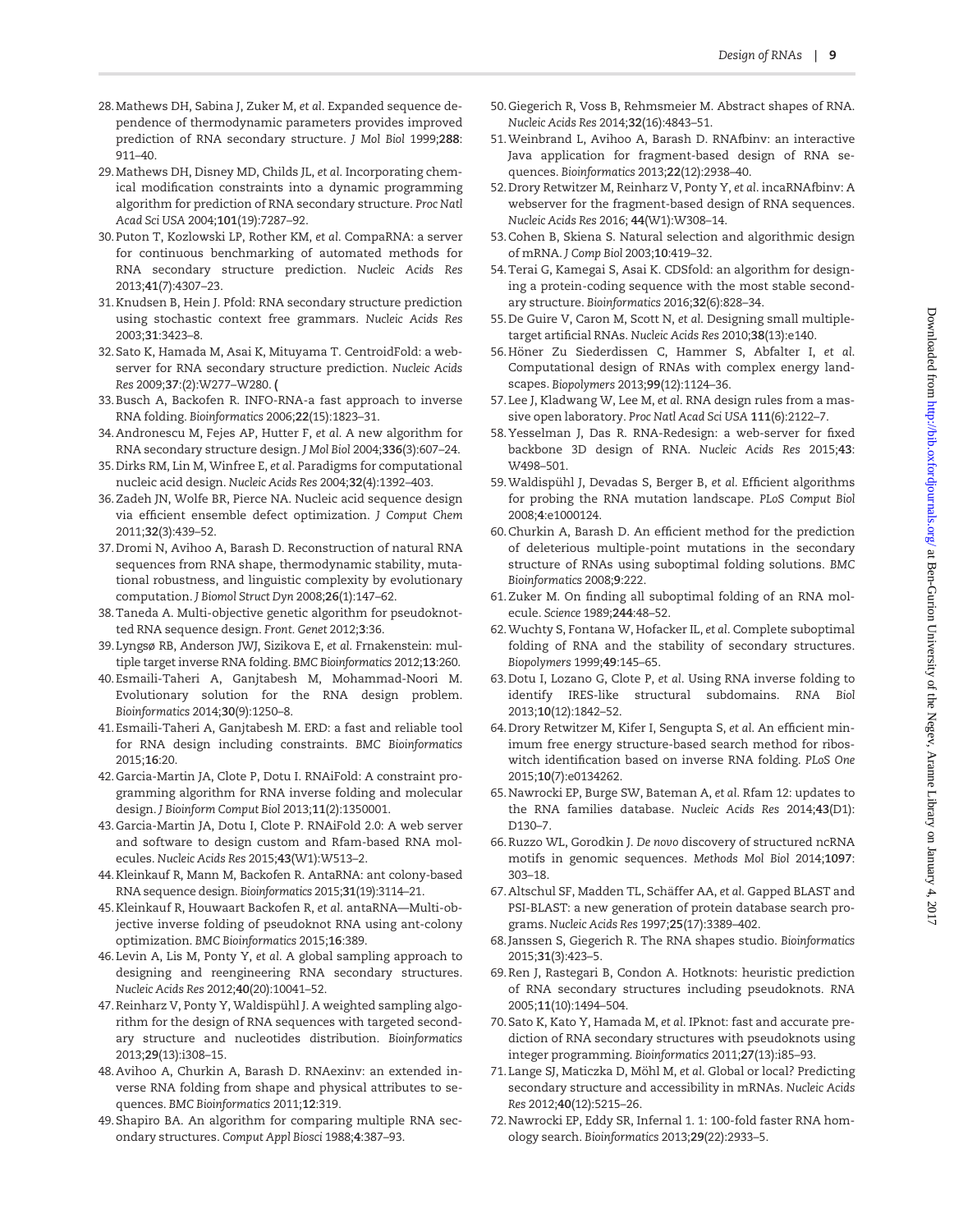28. Mathews DH, Sabina J, Zuker M, *et al.* Expanded sequence dependence of thermodynamic parameters provides improved prediction of RNA secondary structure. *J Mol Biol* 1999;**288**: 911–40.
29. Mathews DH, Disney MD, Childs JL, *et al.* Incorporating chemical modification constraints into a dynamic programming algorithm for prediction of RNA secondary structure. *Proc Natl Acad Sci USA* 2004;**101**(19):7287–92.
30. Puton T, Kozlowski LP, Rother KM, *et al.* CompaRNA: a server for continuous benchmarking of automated methods for RNA secondary structure prediction. *Nucleic Acids Res* 2013;**41**(7):4307–23.
31. Knudsen B, Hein J. Pfold: RNA secondary structure prediction using stochastic context free grammars. *Nucleic Acids Res* 2003;**31**:3423–8.
32. Sato K, Hamada M, Asai K, Mituyama T. CentroidFold: a webserver for RNA secondary structure prediction. *Nucleic Acids Res* 2009;**37**:(2):W277–W280. (
33. Busch A, Backofen R. INFO-RNA-a fast approach to inverse RNA folding. *Bioinformatics* 2006;**22**(15):1823–31.
34. Andronescu M, Fejes AP, Hutter F, *et al.* A new algorithm for RNA secondary structure design. *J Mol Biol* 2004;**336**(3):607–24.
35. Dirks RM, Lin M, Winfree E, *et al.* Paradigms for computational nucleic acid design. *Nucleic Acids Res* 2004;**32**(4):1392–403.
36. Zadeh JN, Wolfe BR, Pierce NA. Nucleic acid sequence design via efficient ensemble defect optimization. *J Comput Chem* 2011;**32**(3):439–52.
37. Dromi N, Avihoo A, Barash D. Reconstruction of natural RNA sequences from RNA shape, thermodynamic stability, mutational robustness, and linguistic complexity by evolutionary computation. *J Biomol Struct Dyn* 2008;**26**(1):147–62.
38. Taneda A. Multi-objective genetic algorithm for pseudoknotted RNA sequence design. *Front. Genet* 2012;**3**:36.
39. Lyngsø RB, Anderson JWJ, Sizikova E, *et al.* Frnakenstein: multiple target inverse RNA folding. *BMC Bioinformatics* 2012;**13**:260.
40. Esmaili-Taheri A, Ganjtabesh M, Mohammad-Noori M. Evolutionary solution for the RNA design problem. *Bioinformatics* 2014;**30**(9):1250–8.
41. Esmaili-Taheri A, Ganjtabesh M. ERD: a fast and reliable tool for RNA design including constraints. *BMC Bioinformatics* 2015;**16**:20.
42. Garcia-Martin JA, Clote P, Dotu I. RNAiFold: A constraint programming algorithm for RNA inverse folding and molecular design. *J Bioinform Comput Biol* 2013;**11**(2):1350001.
43. Garcia-Martin JA, Dotu I, Clote P. RNAiFold 2.0: A web server and software to design custom and Rfam-based RNA molecules. *Nucleic Acids Res* 2015;**43**(W1):W513–2.
44. Kleinkauf R, Mann M, Backofen R. AntaRNA: ant colony-based RNA sequence design. *Bioinformatics* 2015;**31**(19):3114–21.
45. Kleinkauf R, Houwaart Backofen R, *et al.* antaRNA—Multi-objective inverse folding of pseudoknot RNA using ant-colony optimization. *BMC Bioinformatics* 2015;**16**:389.
46. Levin A, Lis M, Ponty Y, *et al.* A global sampling approach to designing and reengineering RNA secondary structures. *Nucleic Acids Res* 2012;**40**(20):10041–52.
47. Reinharz V, Ponty Y, Waldispühl J. A weighted sampling algorithm for the design of RNA sequences with targeted secondary structure and nucleotides distribution. *Bioinformatics* 2013;**29**(13):i308–15.
48. Avihoo A, Churkin A, Barash D. RNAexinv: an extended inverse RNA folding from shape and physical attributes to sequences. *BMC Bioinformatics* 2011;**12**:319.
49. Shapiro BA. An algorithm for comparing multiple RNA secondary structures. *Comput Appl Biosci* 1988;**4**:387–93.
50. Giegerich R, Voss B, Rehmsmeier M. Abstract shapes of RNA. *Nucleic Acids Res* 2014;**32**(16):4843–51.
51. Weinbrand L, Avihoo A, Barash D. RNAfbinv: an interactive Java application for fragment-based design of RNA sequences. *Bioinformatics* 2013;**22**(12):2938–40.
52. Drory Retwitzer M, Reinharz V, Ponty Y, *et al.* incaRNAfbinv: A webserver for the fragment-based design of RNA sequences. *Nucleic Acids Res* 2016; **44**(W1):W308–14.
53. Cohen B, Skiena S. Natural selection and algorithmic design of mRNA. *J Comp Biol* 2003;**10**:419–32.
54. Terai G, Kamegai S, Asai K. CDSfold: an algorithm for designing a protein-coding sequence with the most stable secondary structure. *Bioinformatics* 2016;**32**(6):828–34.
55. De Guire V, Caron M, Scott N, *et al.* Designing small multiple-target artificial RNAs. *Nucleic Acids Res* 2010;**38**(13):e140.
56. Höner Zu Siederdissen C, Hammer S, Abfalter I, *et al.* Computational design of RNAs with complex energy landscapes. *Biopolymers* 2013;**99**(12):1124–36.
57. Lee J, Kladwang W, Lee M, *et al.* RNA design rules from a massive open laboratory. *Proc Natl Acad Sci USA* **111**(6):2122–7.
58. Yesselman J, Das R. RNA-Redesign: a web-server for fixed backbone 3D design of RNA. *Nucleic Acids Res* 2015;**43**: W498–501.
59. Waldispühl J, Devadas S, Berger B, *et al.* Efficient algorithms for probing the RNA mutation landscape. *PLoS Comput Biol* 2008;**4**:e1000124.
60. Churkin A, Barash D. An efficient method for the prediction of deleterious multiple-point mutations in the secondary structure of RNAs using suboptimal folding solutions. *BMC Bioinformatics* 2008;**9**:222.
61. Zuker M. On finding all suboptimal folding of an RNA molecule. *Science* 1989;**244**:48–52.
62. Wuchty S, Fontana W, Hofacker IL, *et al.* Complete suboptimal folding of RNA and the stability of secondary structures. *Biopolymers* 1999;**49**:145–65.
63. Dotu I, Lozano G, Clote P, *et al.* Using RNA inverse folding to identify IRES-like structural subdomains. *RNA Biol* 2013;**10**(12):1842–52.
64. Drory Retwitzer M, Kifer I, Sengupta S, *et al.* An efficient minimum free energy structure-based search method for riboswitch identification based on inverse RNA folding. *PLoS One* 2015;**10**(7):e0134262.
65. Nawrocki EP, Burge SW, Bateman A, *et al.* Rfam 12: updates to the RNA families database. *Nucleic Acids Res* 2014;**43**(D1): D130–7.
66. Ruzzo WL, Gorodkin J. *De novo* discovery of structured ncRNA motifs in genomic sequences. *Methods Mol Biol* 2014;**1097**: 303–18.
67. Altschul SF, Madden TL, Schäffer AA, *et al.* Gapped BLAST and PSI-BLAST: a new generation of protein database search programs. *Nucleic Acids Res* 1997;**25**(17):3389–402.
68. Janssen S, Giegerich R. The RNA shapes studio. *Bioinformatics* 2015;**31**(3):423–5.
69. Ren J, Rastegari B, Condon A. Hotknots: heuristic prediction of RNA secondary structures including pseudoknots. *RNA* 2005;**11**(10):1494–504.
70. Sato K, Kato Y, Hamada M, *et al.* IPknot: fast and accurate prediction of RNA secondary structures with pseudoknots using integer programming. *Bioinformatics* 2011;**27**(13):i85–93.
71. Lange SJ, Maticzka D, Möhl M, *et al.* Global or local? Predicting secondary structure and accessibility in mRNAs. *Nucleic Acids Res* 2012;**40**(12):5215–26.
72. Nawrocki EP, Eddy SR, Infernal 1. 1: 100-fold faster RNA homology search. *Bioinformatics* 2013;**29**(22):2933–5.